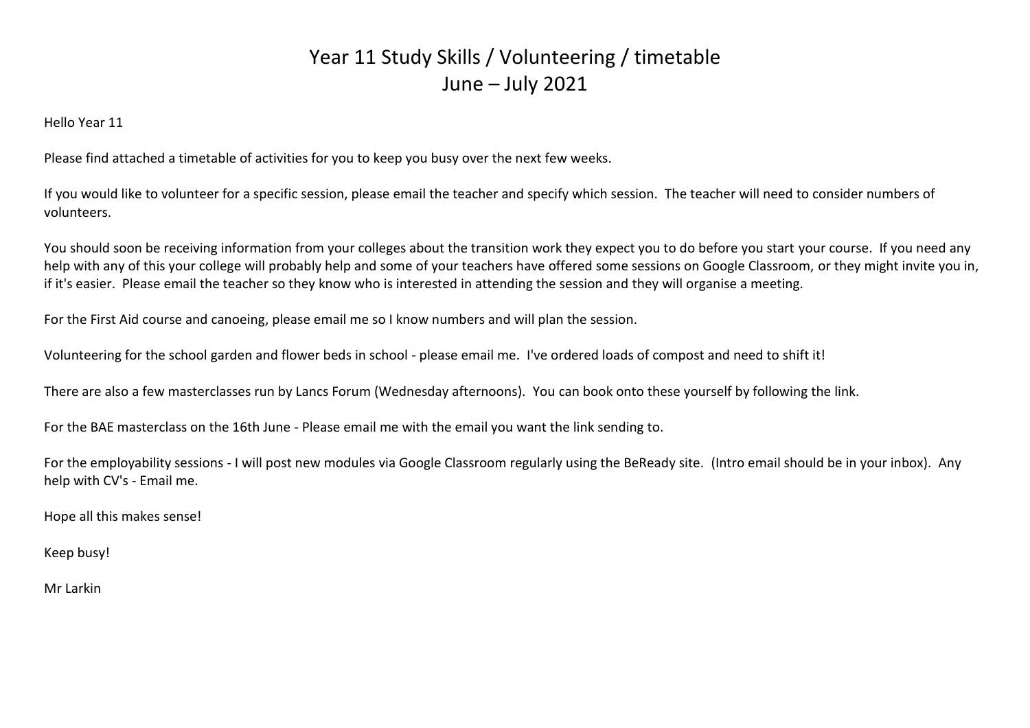# Year 11 Study Skills / Volunteering / timetable
# June – July 2021

Hello Year 11

Please find attached a timetable of activities for you to keep you busy over the next few weeks.

If you would like to volunteer for a specific session, please email the teacher and specify which session. The teacher will need to consider numbers of volunteers.

You should soon be receiving information from your colleges about the transition work they expect you to do before you start your course. If you need any help with any of this your college will probably help and some of your teachers have offered some sessions on Google Classroom, or they might invite you in, if it's easier. Please email the teacher so they know who is interested in attending the session and they will organise a meeting.

For the First Aid course and canoeing, please email me so I know numbers and will plan the session.

Volunteering for the school garden and flower beds in school - please email me. I've ordered loads of compost and need to shift it!

There are also a few masterclasses run by Lancs Forum (Wednesday afternoons). You can book onto these yourself by following the link.

For the BAE masterclass on the 16th June - Please email me with the email you want the link sending to.

For the employability sessions - I will post new modules via Google Classroom regularly using the BeReady site. (Intro email should be in your inbox). Any help with CV's - Email me.

Hope all this makes sense!

Keep busy!

Mr Larkin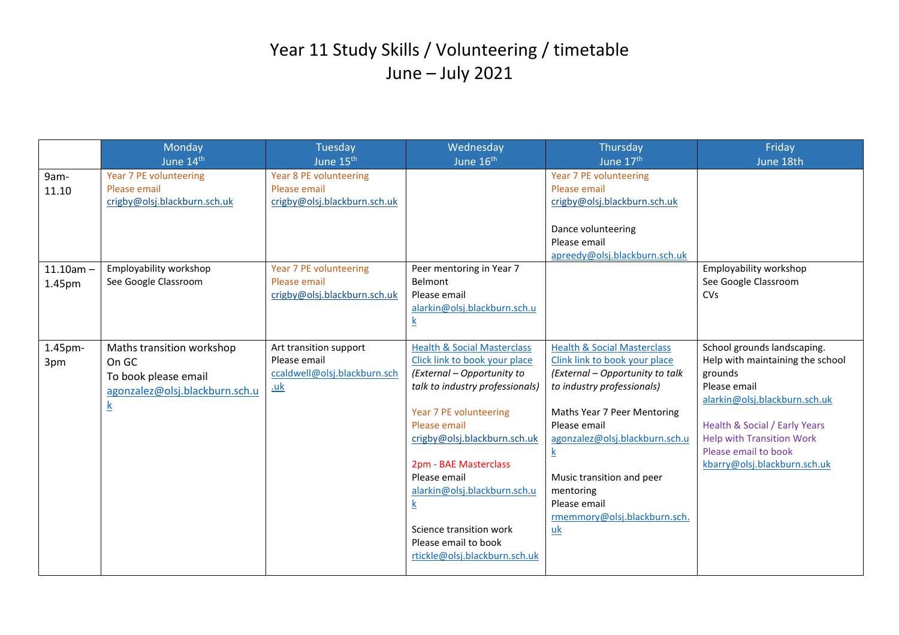# Year 11 Study Skills / Volunteering / timetable
# June – July 2021

| | Monday June 14th | Tuesday June 15th | Wednesday June 16th | Thursday June 17th | Friday June 18th |
|---|---|---|---|---|---|
| 9am-11.10 | Year 7 PE volunteering Please email crigby@olsj.blackburn.sch.uk | Year 8 PE volunteering Please email crigby@olsj.blackburn.sch.uk | | Year 7 PE volunteering Please email crigby@olsj.blackburn.sch.uk<br><br>Dance volunteering Please email apreedy@olsj.blackburn.sch.uk | |
| 11.10am – 1.45pm | Employability workshop See Google Classroom | Year 7 PE volunteering Please email crigby@olsj.blackburn.sch.uk | Peer mentoring in Year 7 Belmont Please email alarkin@olsj.blackburn.sch.uk | | Employability workshop See Google Classroom CVs |
| 1.45pm-3pm | Maths transition workshop On GC To book please email agonzalez@olsj.blackburn.sch.uk | Art transition support Please email ccaldwell@olsj.blackburn.sch.uk | Health & Social Masterclass Click link to book your place *(External – Opportunity to talk to industry professionals)*<br><br>Year 7 PE volunteering Please email crigby@olsj.blackburn.sch.uk<br><br>2pm - BAE Masterclass Please email alarkin@olsj.blackburn.sch.uk<br><br>Science transition work Please email to book rtickle@olsj.blackburn.sch.uk | Health & Social Masterclass Clink link to book your place *(External – Opportunity to talk to industry professionals)*<br><br>Maths Year 7 Peer Mentoring Please email agonzalez@olsj.blackburn.sch.uk<br><br>Music transition and peer mentoring Please email rmemmory@olsj.blackburn.sch.uk | School grounds landscaping. Help with maintaining the school grounds Please email alarkin@olsj.blackburn.sch.uk<br><br>Health & Social / Early Years Help with Transition Work Please email to book kbarry@olsj.blackburn.sch.uk |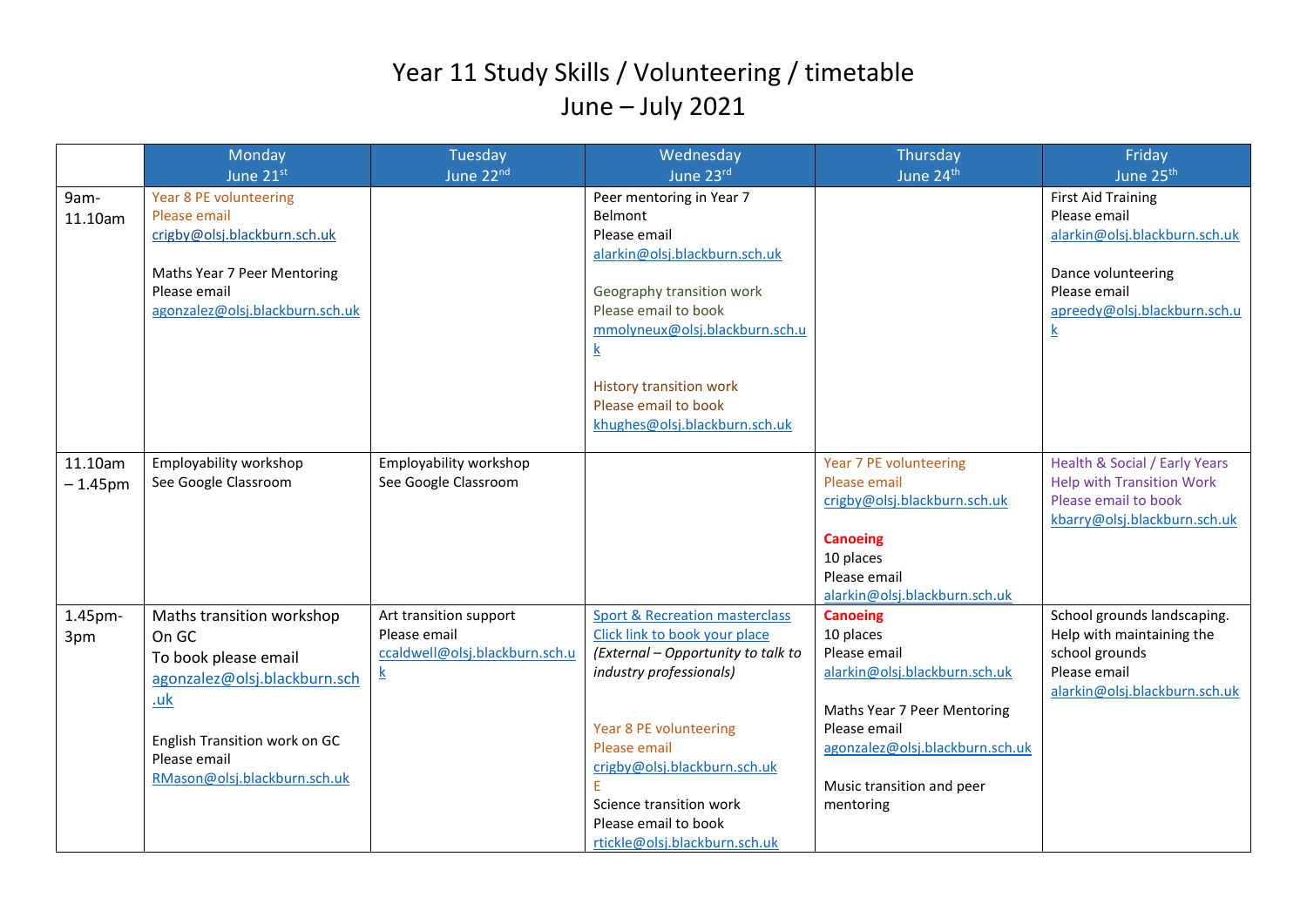# Year 11 Study Skills / Volunteering / timetable
# June – July 2021

| | Monday June 21st | Tuesday June 22nd | Wednesday June 23rd | Thursday June 24th | Friday June 25th |
|---|---|---|---|---|---|
| 9am-11.10am | Year 8 PE volunteering<br>Please email<br>crigby@olsj.blackburn.sch.uk<br><br>Maths Year 7 Peer Mentoring<br>Please email<br>agonzalez@olsj.blackburn.sch.uk | | Peer mentoring in Year 7 Belmont<br>Please email<br>alarkin@olsj.blackburn.sch.uk<br><br>Geography transition work<br>Please email to book<br>mmolyneux@olsj.blackburn.sch.uk<br><br>History transition work<br>Please email to book<br>khughes@olsj.blackburn.sch.uk | | First Aid Training<br>Please email<br>alarkin@olsj.blackburn.sch.uk<br><br>Dance volunteering<br>Please email<br>apreedy@olsj.blackburn.sch.uk |
| 11.10am – 1.45pm | Employability workshop<br>See Google Classroom | Employability workshop<br>See Google Classroom | | Year 7 PE volunteering<br>Please email<br>crigby@olsj.blackburn.sch.uk<br><br>**Canoeing**<br>10 places<br>Please email<br>alarkin@olsj.blackburn.sch.uk | Health & Social / Early Years Help with Transition Work<br>Please email to book<br>kbarry@olsj.blackburn.sch.uk |
| 1.45pm-3pm | Maths transition workshop<br>On GC<br>To book please email<br>agonzalez@olsj.blackburn.sch.uk<br><br>English Transition work on GC<br>Please email<br>RMason@olsj.blackburn.sch.uk | Art transition support<br>Please email<br>ccaldwell@olsj.blackburn.sch.uk | Sport & Recreation masterclass<br>Click link to book your place<br>*(External – Opportunity to talk to industry professionals)*<br><br>Year 8 PE volunteering<br>Please email<br>crigby@olsj.blackburn.sch.uk<br>E<br>Science transition work<br>Please email to book<br>rtickle@olsj.blackburn.sch.uk | **Canoeing**<br>10 places<br>Please email<br>alarkin@olsj.blackburn.sch.uk<br><br>Maths Year 7 Peer Mentoring<br>Please email<br>agonzalez@olsj.blackburn.sch.uk<br><br>Music transition and peer mentoring | School grounds landscaping.<br>Help with maintaining the school grounds<br>Please email<br>alarkin@olsj.blackburn.sch.uk |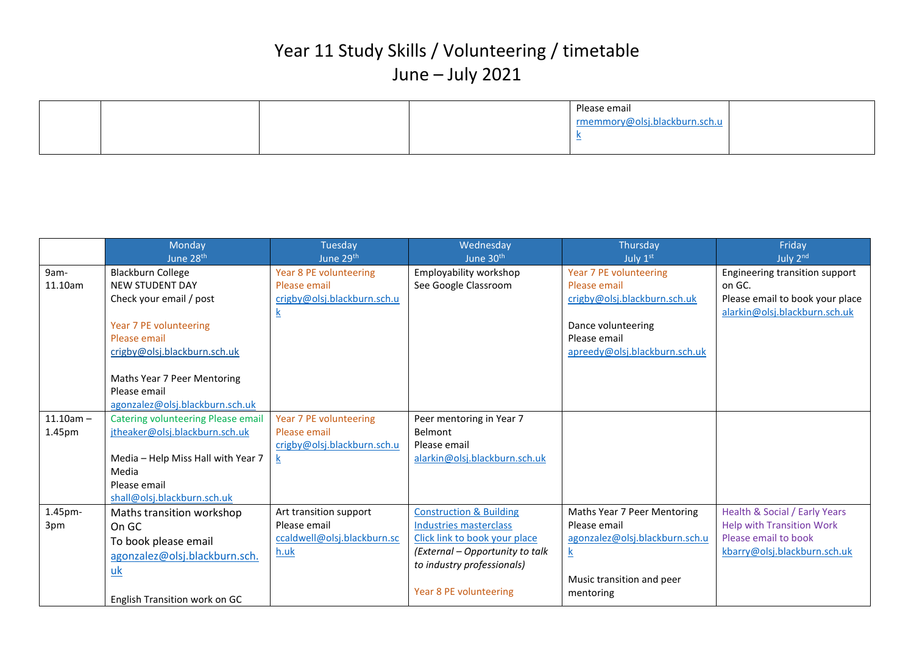# Year 11 Study Skills / Volunteering / timetable
# June – July 2021

| | | | | | |
|---|---|---|---|---|---|
| | | | | Please email rmemmory@olsj.blackburn.sch.uk | |

| | Monday June 28th | Tuesday June 29th | Wednesday June 30th | Thursday July 1st | Friday July 2nd |
|---|---|---|---|---|---|
| 9am-11.10am | Blackburn College NEW STUDENT DAY Check your email / post<br><br>Year 7 PE volunteering Please email crigby@olsj.blackburn.sch.uk<br><br>Maths Year 7 Peer Mentoring Please email agonzalez@olsj.blackburn.sch.uk | Year 8 PE volunteering Please email crigby@olsj.blackburn.sch.uk | Employability workshop See Google Classroom | Year 7 PE volunteering Please email crigby@olsj.blackburn.sch.uk<br><br>Dance volunteering Please email apreedy@olsj.blackburn.sch.uk | Engineering transition support on GC. Please email to book your place alarkin@olsj.blackburn.sch.uk |
| 11.10am – 1.45pm | Catering volunteering Please email jtheaker@olsj.blackburn.sch.uk<br><br>Media – Help Miss Hall with Year 7 Media Please email shall@olsj.blackburn.sch.uk | Year 7 PE volunteering Please email crigby@olsj.blackburn.sch.uk | Peer mentoring in Year 7 Belmont Please email alarkin@olsj.blackburn.sch.uk | | |
| 1.45pm-3pm | Maths transition workshop On GC To book please email agonzalez@olsj.blackburn.sch.uk<br><br>English Transition work on GC | Art transition support Please email ccaldwell@olsj.blackburn.sch.uk | Construction & Building Industries masterclass Click link to book your place *(External – Opportunity to talk to industry professionals)*<br><br>Year 8 PE volunteering | Maths Year 7 Peer Mentoring Please email agonzalez@olsj.blackburn.sch.uk<br><br>Music transition and peer mentoring | Health & Social / Early Years Help with Transition Work Please email to book kbarry@olsj.blackburn.sch.uk |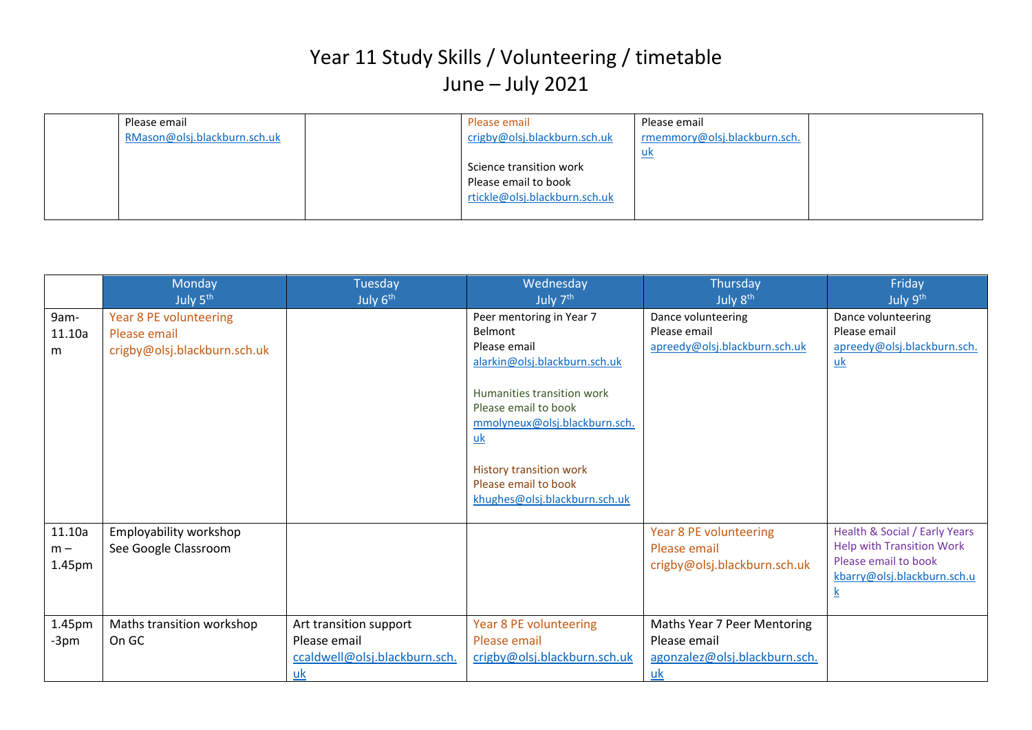# Year 11 Study Skills / Volunteering / timetable
# June – July 2021

| | | | | | |
|---|---|---|---|---|---|
| | Please email RMason@olsj.blackburn.sch.uk | | Please email crigby@olsj.blackburn.sch.uk<br><br>Science transition work<br>Please email to book rtickle@olsj.blackburn.sch.uk | Please email rmemmory@olsj.blackburn.sch.uk | |

| | Monday July 5th | Tuesday July 6th | Wednesday July 7th | Thursday July 8th | Friday July 9th |
|---|---|---|---|---|---|
| 9am-11.10am | Year 8 PE volunteering<br>Please email crigby@olsj.blackburn.sch.uk | | Peer mentoring in Year 7 Belmont<br>Please email alarkin@olsj.blackburn.sch.uk<br><br>Humanities transition work<br>Please email to book mmolyneux@olsj.blackburn.sch.uk<br><br>History transition work<br>Please email to book khughes@olsj.blackburn.sch.uk | Dance volunteering<br>Please email apreedy@olsj.blackburn.sch.uk | Dance volunteering<br>Please email apreedy@olsj.blackburn.sch.uk |
| 11.10am – 1.45pm | Employability workshop<br>See Google Classroom | | | Year 8 PE volunteering<br>Please email crigby@olsj.blackburn.sch.uk | Health & Social / Early Years Help with Transition Work<br>Please email to book kbarry@olsj.blackburn.sch.uk |
| 1.45pm -3pm | Maths transition workshop<br>On GC | Art transition support<br>Please email ccaldwell@olsj.blackburn.sch.uk | Year 8 PE volunteering<br>Please email crigby@olsj.blackburn.sch.uk | Maths Year 7 Peer Mentoring<br>Please email agonzalez@olsj.blackburn.sch.uk | |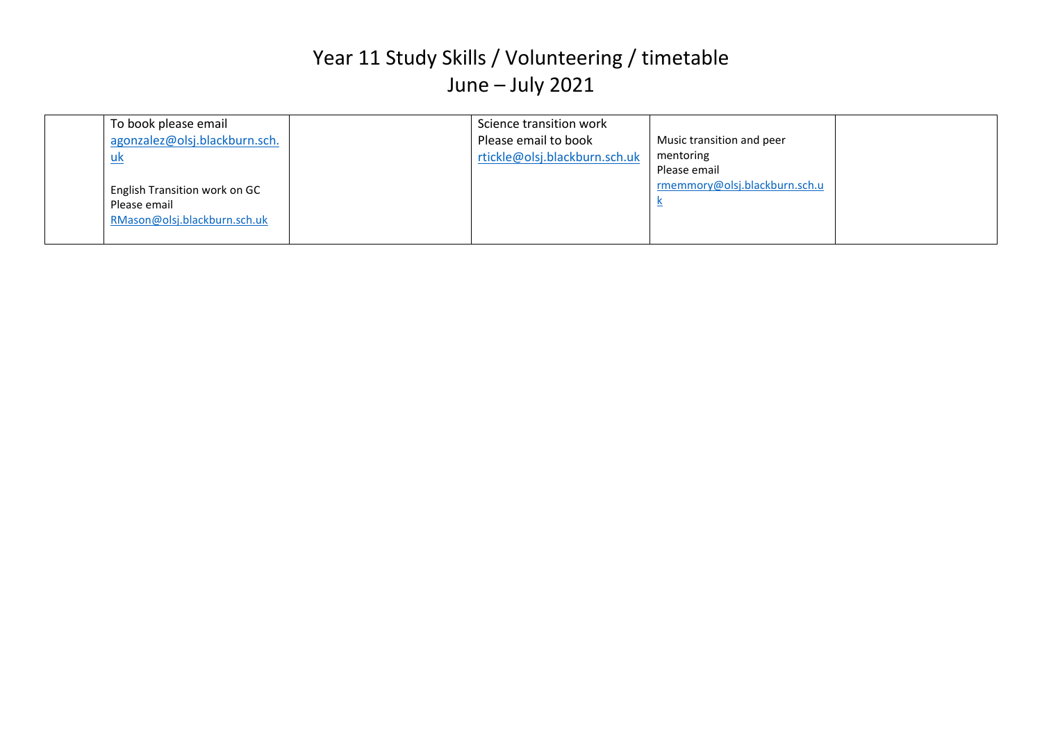# Year 11 Study Skills / Volunteering / timetable
# June – July 2021

| | | | | | |
|---|---|---|---|---|---|
| | To book please email agonzalez@olsj.blackburn.sch.uk<br><br>English Transition work on GC<br>Please email RMason@olsj.blackburn.sch.uk | | Science transition work<br>Please email to book rtickle@olsj.blackburn.sch.uk | Music transition and peer mentoring<br>Please email rmemmory@olsj.blackburn.sch.uk | |